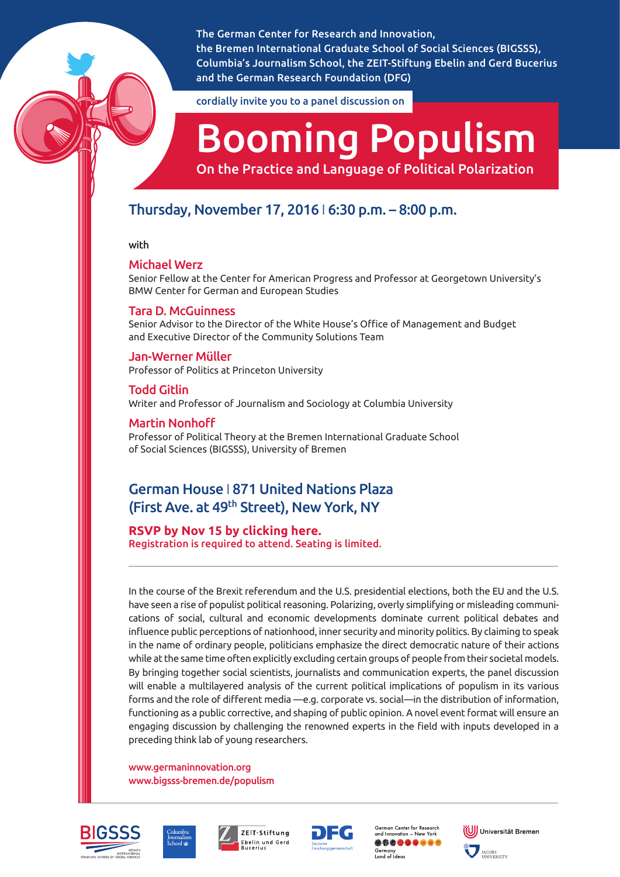The German Center for Research and Innovation, the Bremen International Graduate School of Social Sciences (BIGSSS), Columbia's Journalism School, the ZEIT-Stiftung Ebelin and Gerd Bucerius and the German Research Foundation (DFG)

cordially invite you to a panel discussion on

# Booming Populism

## On the Practice and Language of Political Polarization

### Thursday, November 17, 2016 | 6:30 p.m. – 8:00 p.m.

with

**Michael Werz**
Senior Fellow at the Center for American Progress and Professor at Georgetown University's BMW Center for German and European Studies

**Tara D. McGuinness**
Senior Advisor to the Director of the White House's Office of Management and Budget and Executive Director of the Community Solutions Team

**Jan-Werner Müller**
Professor of Politics at Princeton University

**Todd Gitlin**
Writer and Professor of Journalism and Sociology at Columbia University

**Martin Nonhoff**
Professor of Political Theory at the Bremen International Graduate School of Social Sciences (BIGSSS), University of Bremen

### German House | 871 United Nations Plaza (First Ave. at 49th Street), New York, NY

**RSVP by Nov 15 by clicking here.**
Registration is required to attend. Seating is limited.

---

In the course of the Brexit referendum and the U.S. presidential elections, both the EU and the U.S. have seen a rise of populist political reasoning. Polarizing, overly simplifying or misleading communications of social, cultural and economic developments dominate current political debates and influence public perceptions of nationhood, inner security and minority politics. By claiming to speak in the name of ordinary people, politicians emphasize the direct democratic nature of their actions while at the same time often explicitly excluding certain groups of people from their societal models. By bringing together social scientists, journalists and communication experts, the panel discussion will enable a multilayered analysis of the current political implications of populism in its various forms and the role of different media —e.g. corporate vs. social—in the distribution of information, functioning as a public corrective, and shaping of public opinion. A novel event format will ensure an engaging discussion by challenging the renowned experts in the field with inputs developed in a preceding think lab of young researchers.

www.germaninnovation.org
www.bigsss-bremen.de/populism

BIGSSS Bremen International Graduate School of Social Sciences | Columbia Journalism School | ZEIT-Stiftung Ebelin und Gerd Bucerius | DFG Deutsche Forschungsgemeinschaft | German Center for Research and Innovation – New York, Germany Land of Ideas | Universität Bremen | Jacobs University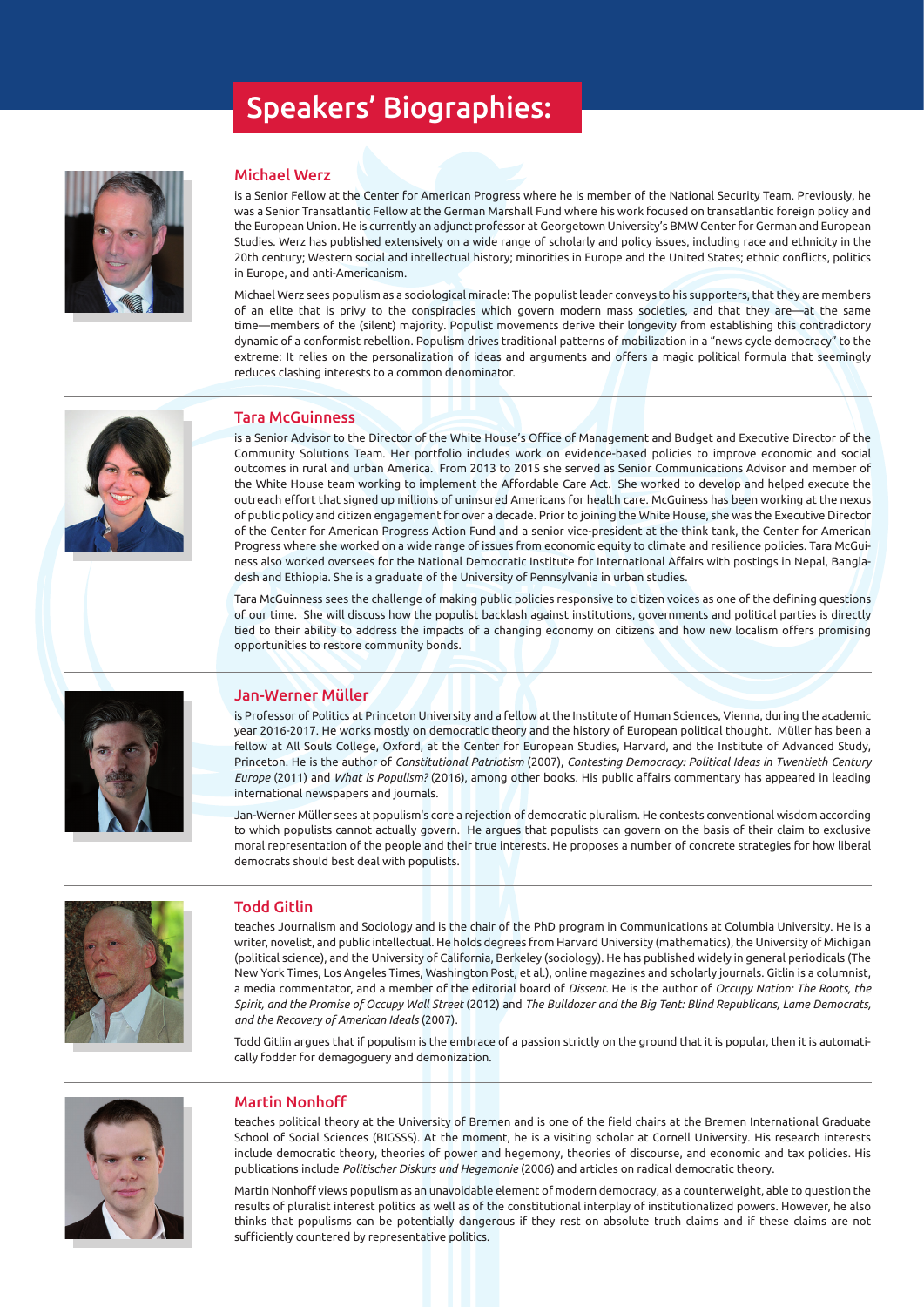# Speakers' Biographies:

## Michael Werz

is a Senior Fellow at the Center for American Progress where he is member of the National Security Team. Previously, he was a Senior Transatlantic Fellow at the German Marshall Fund where his work focused on transatlantic foreign policy and the European Union. He is currently an adjunct professor at Georgetown University's BMW Center for German and European Studies. Werz has published extensively on a wide range of scholarly and policy issues, including race and ethnicity in the 20th century; Western social and intellectual history; minorities in Europe and the United States; ethnic conflicts, politics in Europe, and anti-Americanism.

Michael Werz sees populism as a sociological miracle: The populist leader conveys to his supporters, that they are members of an elite that is privy to the conspiracies which govern modern mass societies, and that they are—at the same time—members of the (silent) majority. Populist movements derive their longevity from establishing this contradictory dynamic of a conformist rebellion. Populism drives traditional patterns of mobilization in a "news cycle democracy" to the extreme: It relies on the personalization of ideas and arguments and offers a magic political formula that seemingly reduces clashing interests to a common denominator.

## Tara McGuinness

is a Senior Advisor to the Director of the White House's Office of Management and Budget and Executive Director of the Community Solutions Team. Her portfolio includes work on evidence-based policies to improve economic and social outcomes in rural and urban America. From 2013 to 2015 she served as Senior Communications Advisor and member of the White House team working to implement the Affordable Care Act. She worked to develop and helped execute the outreach effort that signed up millions of uninsured Americans for health care. McGuiness has been working at the nexus of public policy and citizen engagement for over a decade. Prior to joining the White House, she was the Executive Director of the Center for American Progress Action Fund and a senior vice-president at the think tank, the Center for American Progress where she worked on a wide range of issues from economic equity to climate and resilience policies. Tara McGuiness also worked oversees for the National Democratic Institute for International Affairs with postings in Nepal, Bangladesh and Ethiopia. She is a graduate of the University of Pennsylvania in urban studies.

Tara McGuinness sees the challenge of making public policies responsive to citizen voices as one of the defining questions of our time. She will discuss how the populist backlash against institutions, governments and political parties is directly tied to their ability to address the impacts of a changing economy on citizens and how new localism offers promising opportunities to restore community bonds.

## Jan-Werner Müller

is Professor of Politics at Princeton University and a fellow at the Institute of Human Sciences, Vienna, during the academic year 2016-2017. He works mostly on democratic theory and the history of European political thought. Müller has been a fellow at All Souls College, Oxford, at the Center for European Studies, Harvard, and the Institute of Advanced Study, Princeton. He is the author of *Constitutional Patriotism* (2007), *Contesting Democracy: Political Ideas in Twentieth Century Europe* (2011) and *What is Populism?* (2016), among other books. His public affairs commentary has appeared in leading international newspapers and journals.

Jan-Werner Müller sees at populism's core a rejection of democratic pluralism. He contests conventional wisdom according to which populists cannot actually govern. He argues that populists can govern on the basis of their claim to exclusive moral representation of the people and their true interests. He proposes a number of concrete strategies for how liberal democrats should best deal with populists.

## Todd Gitlin

teaches Journalism and Sociology and is the chair of the PhD program in Communications at Columbia University. He is a writer, novelist, and public intellectual. He holds degrees from Harvard University (mathematics), the University of Michigan (political science), and the University of California, Berkeley (sociology). He has published widely in general periodicals (The New York Times, Los Angeles Times, Washington Post, et al.), online magazines and scholarly journals. Gitlin is a columnist, a media commentator, and a member of the editorial board of *Dissent*. He is the author of *Occupy Nation: The Roots, the Spirit, and the Promise of Occupy Wall Street* (2012) and *The Bulldozer and the Big Tent: Blind Republicans, Lame Democrats, and the Recovery of American Ideals* (2007).

Todd Gitlin argues that if populism is the embrace of a passion strictly on the ground that it is popular, then it is automatically fodder for demagoguery and demonization.

## Martin Nonhoff

teaches political theory at the University of Bremen and is one of the field chairs at the Bremen International Graduate School of Social Sciences (BIGSSS). At the moment, he is a visiting scholar at Cornell University. His research interests include democratic theory, theories of power and hegemony, theories of discourse, and economic and tax policies. His publications include *Politischer Diskurs und Hegemonie* (2006) and articles on radical democratic theory.

Martin Nonhoff views populism as an unavoidable element of modern democracy, as a counterweight, able to question the results of pluralist interest politics as well as of the constitutional interplay of institutionalized powers. However, he also thinks that populisms can be potentially dangerous if they rest on absolute truth claims and if these claims are not sufficiently countered by representative politics.